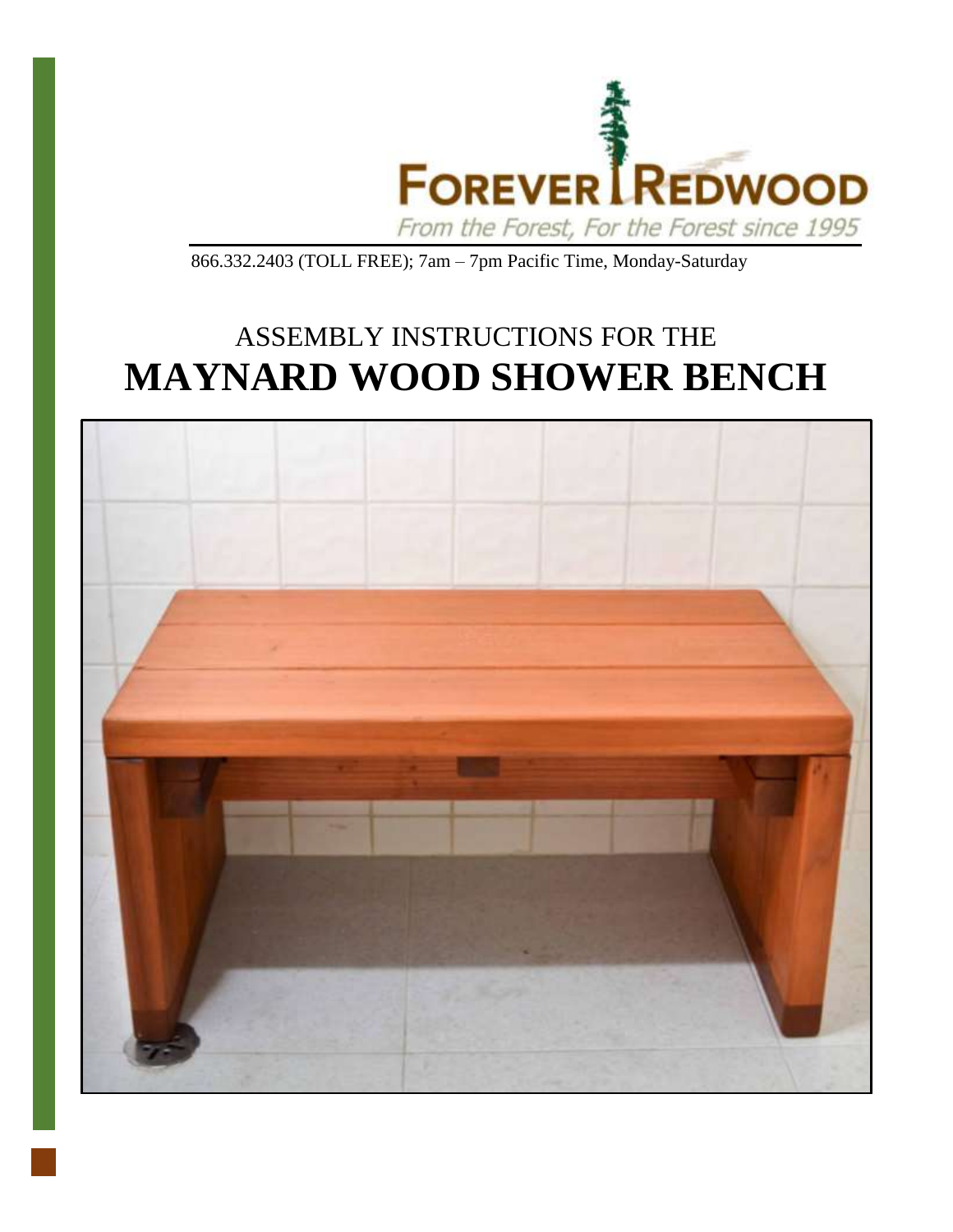FOREVER REDWOOD

*From the Forest, For the Forest since 1995*

866.332.2403 (TOLL FREE); 7am – 7pm Pacific Time, Monday-Saturday

ASSEMBLY INSTRUCTIONS FOR THE

# MAYNARD WOOD SHOWER BENCH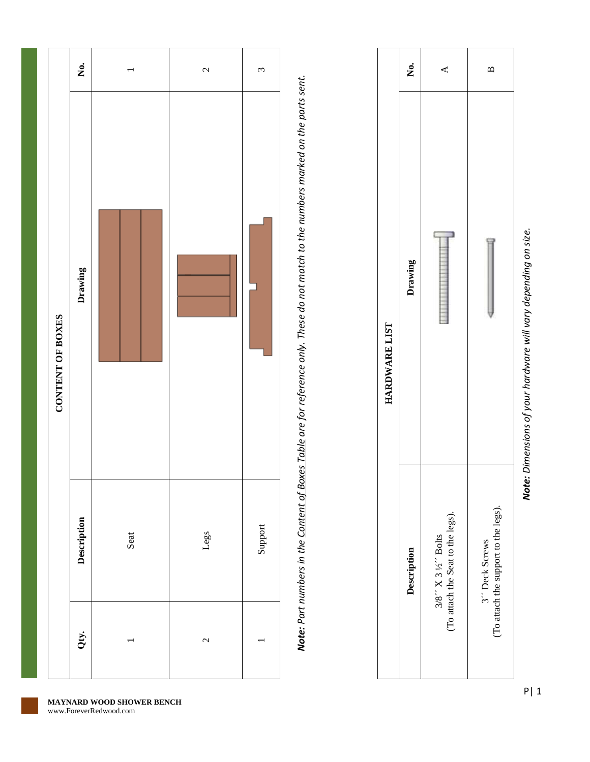## CONTENT OF BOXES

| Qty. | Description | Drawing | No. |
|---|---|---|---|
| 1 | Seat | | 1 |
| 2 | Legs | | 2 |
| 1 | Support | | 3 |

***Note:*** *Part numbers in the Content of Boxes Table are for reference only. These do not match to the numbers marked on the parts sent.*

## HARDWARE LIST

| Description | Drawing | No. |
|---|---|---|
| 3/8'' X 3 ½'' Bolts (To attach the Seat to the legs). | | A |
| 3'' Deck Screws (To attach the support to the legs). | | B |

***Note:*** *Dimensions of your hardware will vary depending on size.*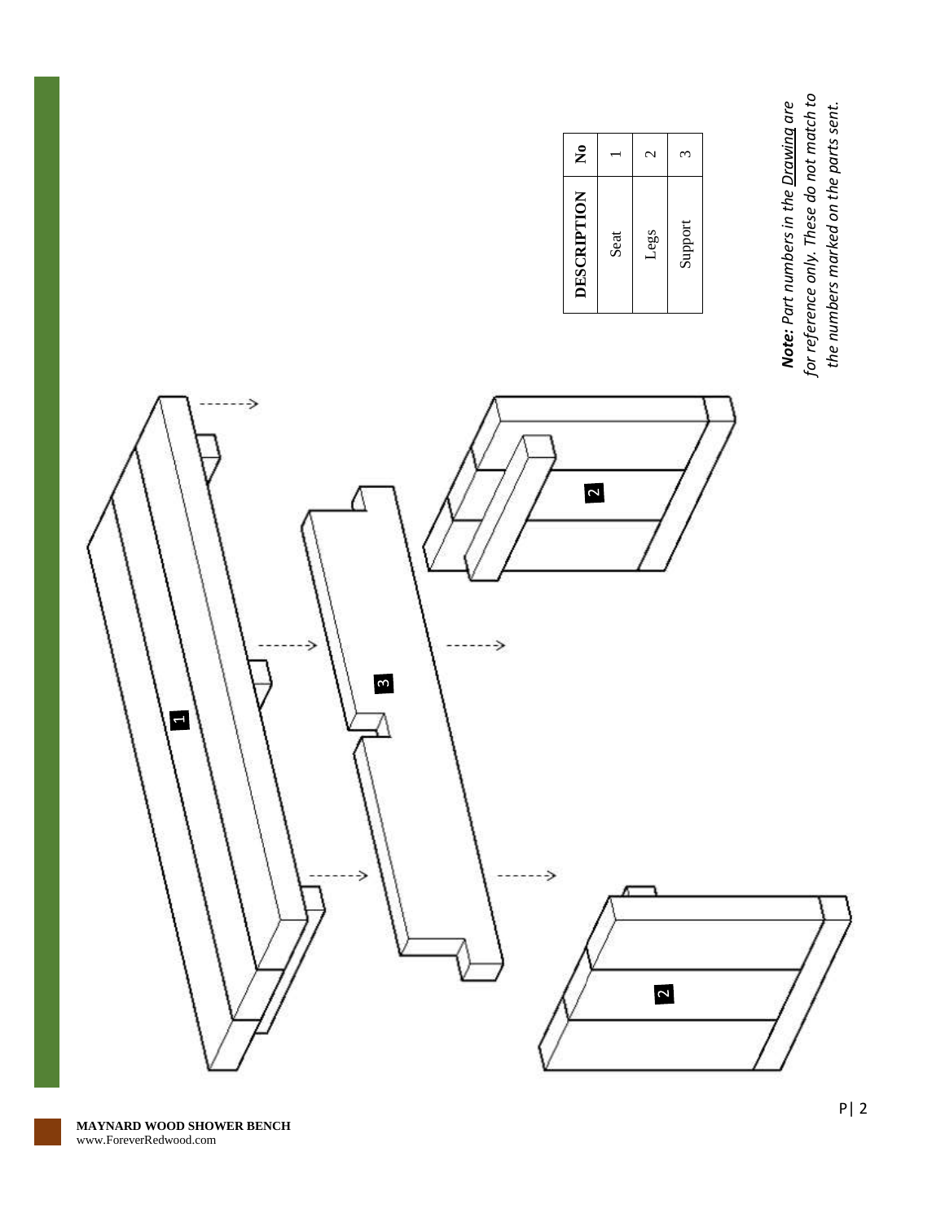| DESCRIPTION | No |
| --- | --- |
| Seat | 1 |
| Legs | 2 |
| Support | 3 |

***Note:*** *Part numbers in the Drawing are for reference only. These do not match to the numbers marked on the parts sent.*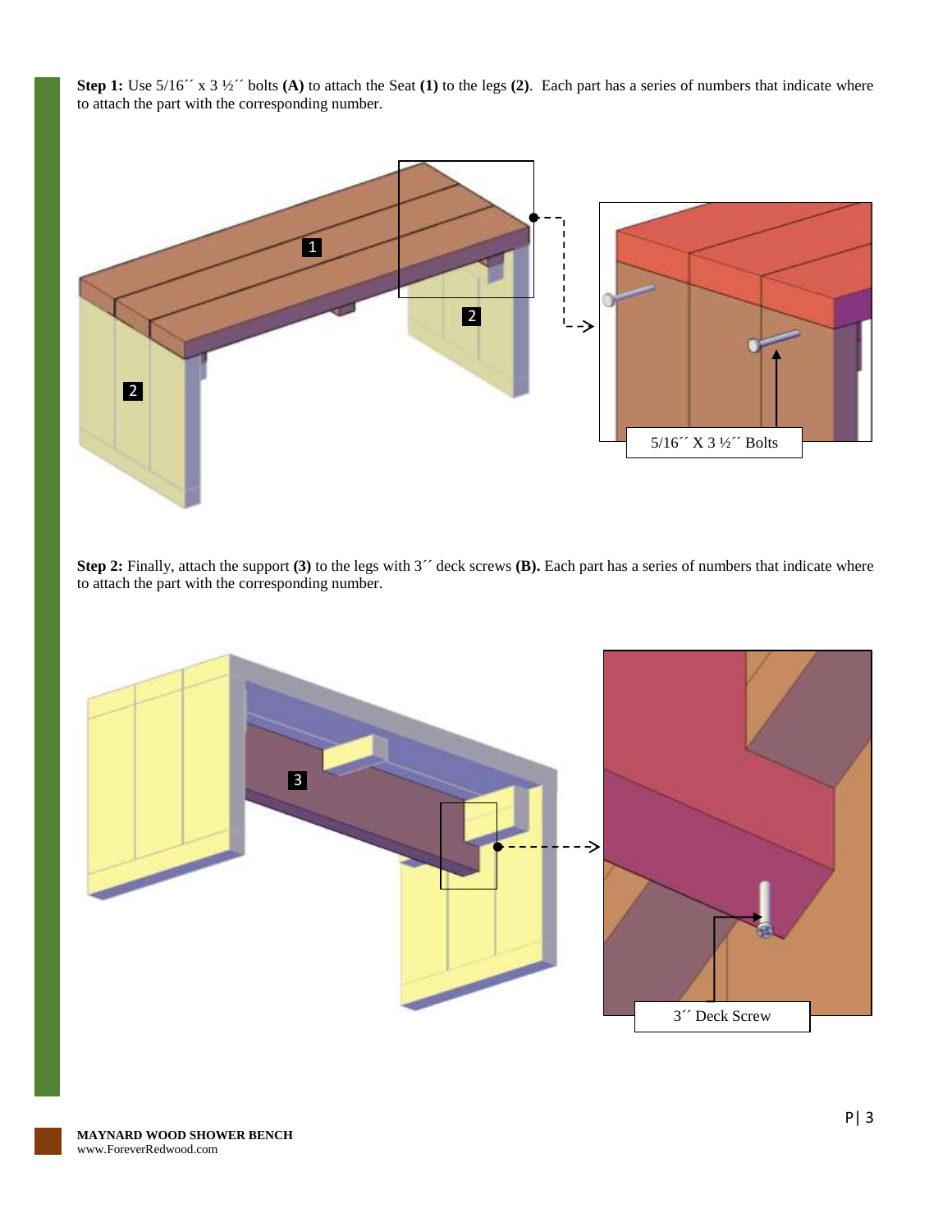**Step 1:** Use 5/16´´ x 3 ½´´ bolts **(A)** to attach the Seat **(1)** to the legs **(2)**. Each part has a series of numbers that indicate where to attach the part with the corresponding number.

5/16´´ X 3 ½´´ Bolts

**Step 2:** Finally, attach the support **(3)** to the legs with 3´´ deck screws **(B).** Each part has a series of numbers that indicate where to attach the part with the corresponding number.

3´´ Deck Screw

**MAYNARD WOOD SHOWER BENCH**
www.ForeverRedwood.com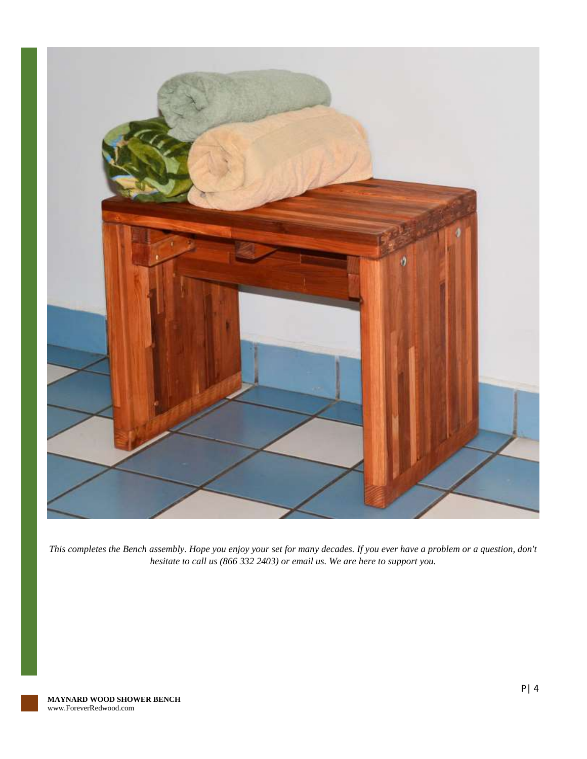*This completes the Bench assembly. Hope you enjoy your set for many decades. If you ever have a problem or a question, don't hesitate to call us (866 332 2403) or email us. We are here to support you.*